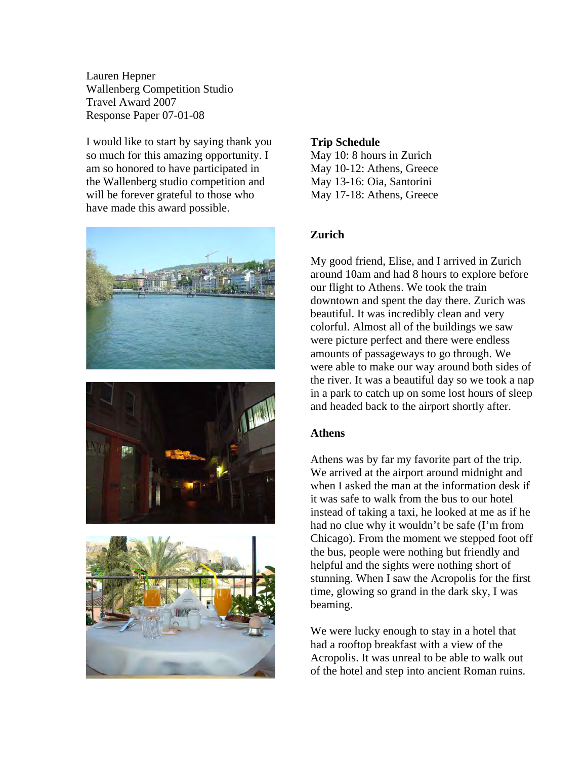Lauren Hepner
Wallenberg Competition Studio
Travel Award 2007
Response Paper 07-01-08

I would like to start by saying thank you so much for this amazing opportunity. I am so honored to have participated in the Wallenberg studio competition and will be forever grateful to those who have made this award possible.

**Trip Schedule**
May 10: 8 hours in Zurich
May 10-12: Athens, Greece
May 13-16: Oia, Santorini
May 17-18: Athens, Greece

**Zurich**

My good friend, Elise, and I arrived in Zurich around 10am and had 8 hours to explore before our flight to Athens. We took the train downtown and spent the day there. Zurich was beautiful. It was incredibly clean and very colorful. Almost all of the buildings we saw were picture perfect and there were endless amounts of passageways to go through. We were able to make our way around both sides of the river. It was a beautiful day so we took a nap in a park to catch up on some lost hours of sleep and headed back to the airport shortly after.

**Athens**

Athens was by far my favorite part of the trip. We arrived at the airport around midnight and when I asked the man at the information desk if it was safe to walk from the bus to our hotel instead of taking a taxi, he looked at me as if he had no clue why it wouldn't be safe (I'm from Chicago). From the moment we stepped foot off the bus, people were nothing but friendly and helpful and the sights were nothing short of stunning. When I saw the Acropolis for the first time, glowing so grand in the dark sky, I was beaming.

We were lucky enough to stay in a hotel that had a rooftop breakfast with a view of the Acropolis. It was unreal to be able to walk out of the hotel and step into ancient Roman ruins.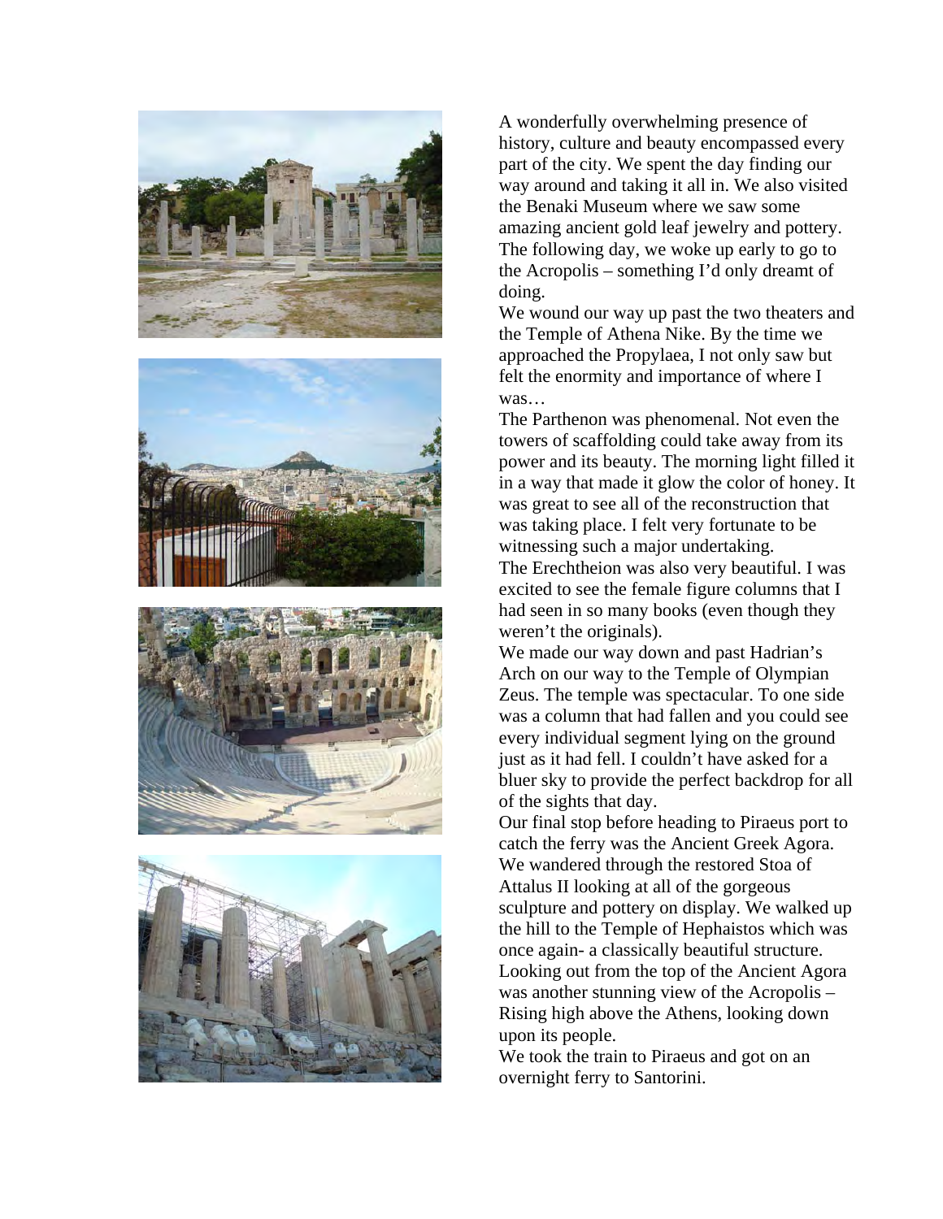A wonderfully overwhelming presence of history, culture and beauty encompassed every part of the city. We spent the day finding our way around and taking it all in. We also visited the Benaki Museum where we saw some amazing ancient gold leaf jewelry and pottery. The following day, we woke up early to go to the Acropolis – something I'd only dreamt of doing.

We wound our way up past the two theaters and the Temple of Athena Nike. By the time we approached the Propylaea, I not only saw but felt the enormity and importance of where I was…

The Parthenon was phenomenal. Not even the towers of scaffolding could take away from its power and its beauty. The morning light filled it in a way that made it glow the color of honey. It was great to see all of the reconstruction that was taking place. I felt very fortunate to be witnessing such a major undertaking.

The Erechtheion was also very beautiful. I was excited to see the female figure columns that I had seen in so many books (even though they weren't the originals).

We made our way down and past Hadrian's Arch on our way to the Temple of Olympian Zeus. The temple was spectacular. To one side was a column that had fallen and you could see every individual segment lying on the ground just as it had fell. I couldn't have asked for a bluer sky to provide the perfect backdrop for all of the sights that day.

Our final stop before heading to Piraeus port to catch the ferry was the Ancient Greek Agora. We wandered through the restored Stoa of Attalus II looking at all of the gorgeous sculpture and pottery on display. We walked up the hill to the Temple of Hephaistos which was once again- a classically beautiful structure. Looking out from the top of the Ancient Agora was another stunning view of the Acropolis – Rising high above the Athens, looking down upon its people.

We took the train to Piraeus and got on an overnight ferry to Santorini.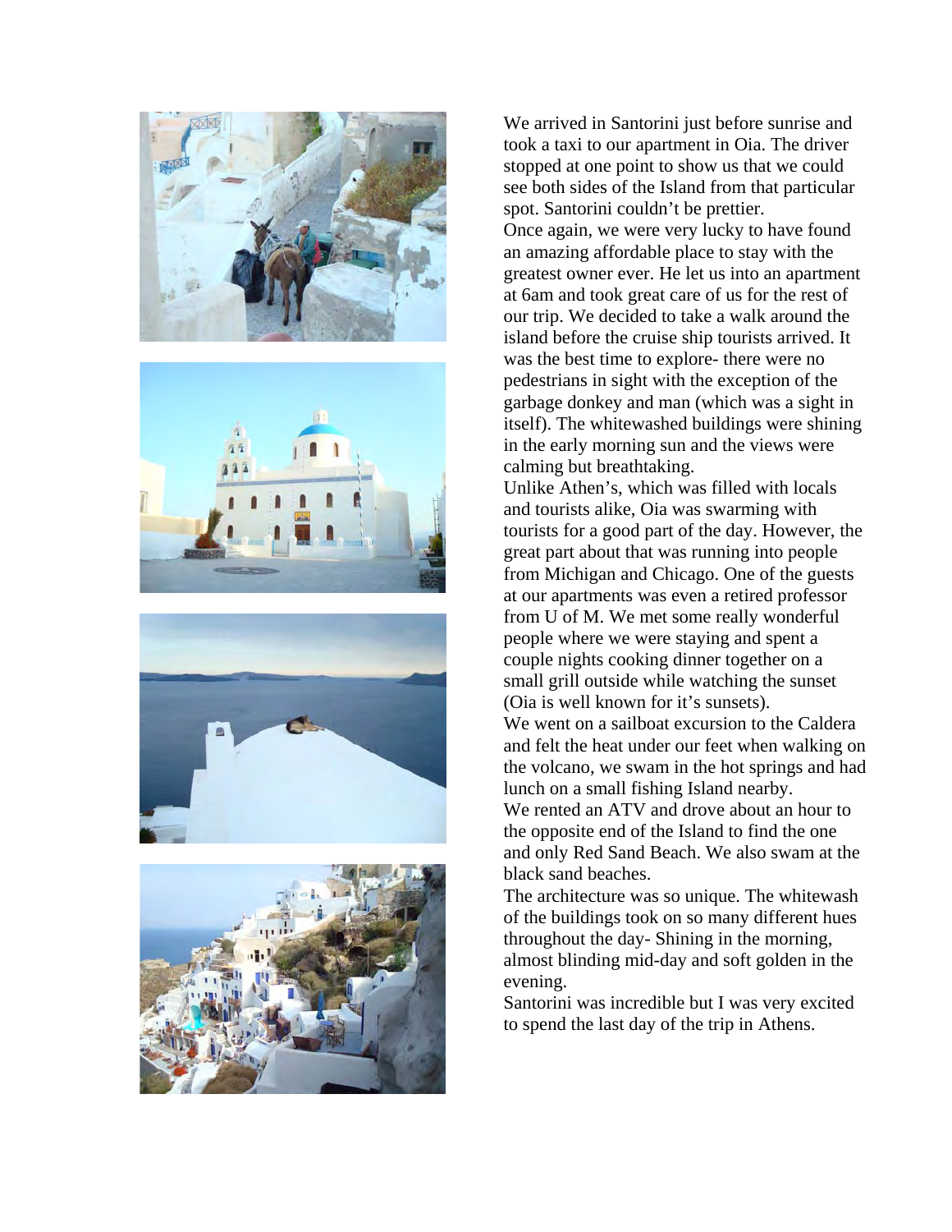We arrived in Santorini just before sunrise and took a taxi to our apartment in Oia. The driver stopped at one point to show us that we could see both sides of the Island from that particular spot. Santorini couldn't be prettier.

Once again, we were very lucky to have found an amazing affordable place to stay with the greatest owner ever. He let us into an apartment at 6am and took great care of us for the rest of our trip. We decided to take a walk around the island before the cruise ship tourists arrived. It was the best time to explore- there were no pedestrians in sight with the exception of the garbage donkey and man (which was a sight in itself). The whitewashed buildings were shining in the early morning sun and the views were calming but breathtaking.

Unlike Athen's, which was filled with locals and tourists alike, Oia was swarming with tourists for a good part of the day. However, the great part about that was running into people from Michigan and Chicago. One of the guests at our apartments was even a retired professor from U of M. We met some really wonderful people where we were staying and spent a couple nights cooking dinner together on a small grill outside while watching the sunset (Oia is well known for it's sunsets).

We went on a sailboat excursion to the Caldera and felt the heat under our feet when walking on the volcano, we swam in the hot springs and had lunch on a small fishing Island nearby.

We rented an ATV and drove about an hour to the opposite end of the Island to find the one and only Red Sand Beach. We also swam at the black sand beaches.

The architecture was so unique. The whitewash of the buildings took on so many different hues throughout the day- Shining in the morning, almost blinding mid-day and soft golden in the evening.

Santorini was incredible but I was very excited to spend the last day of the trip in Athens.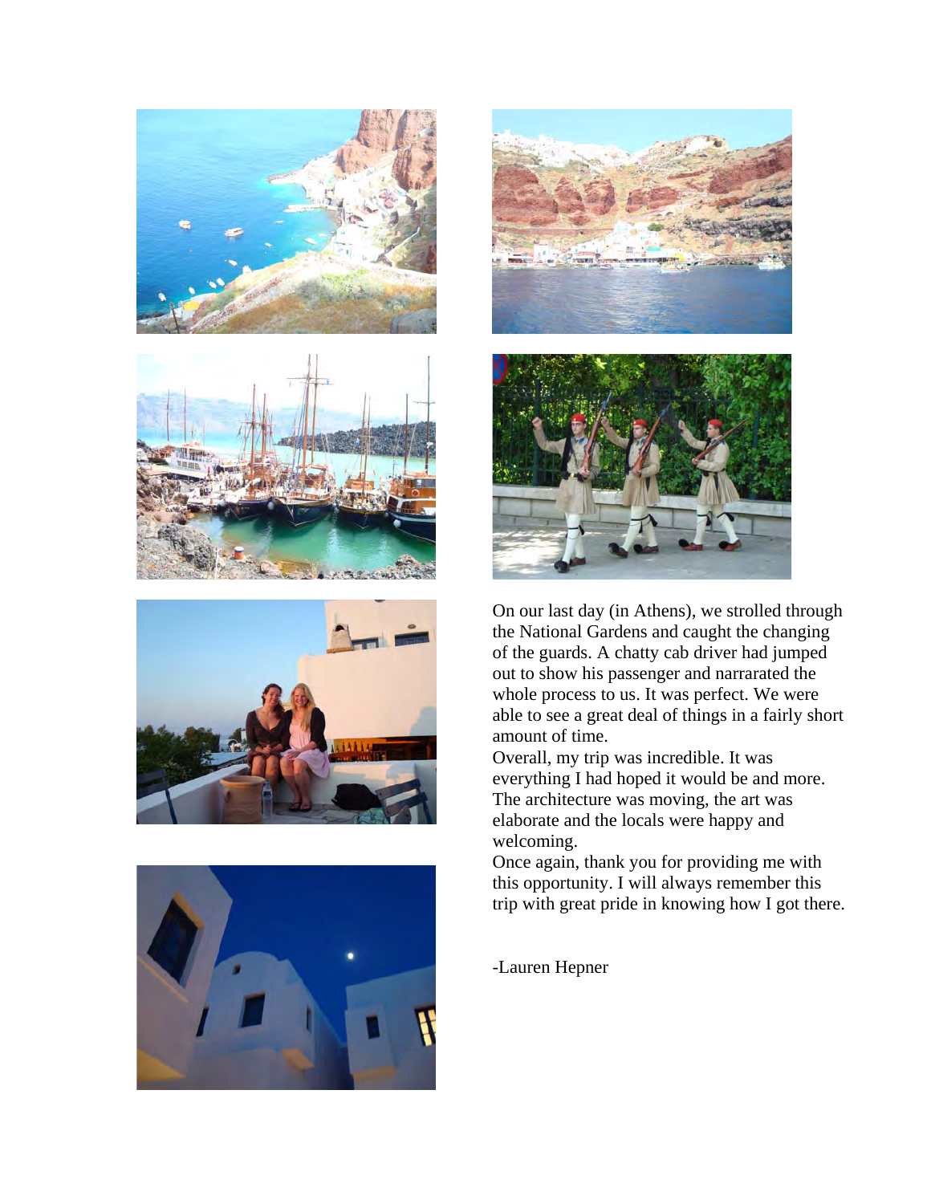On our last day (in Athens), we strolled through the National Gardens and caught the changing of the guards. A chatty cab driver had jumped out to show his passenger and narrarated the whole process to us. It was perfect. We were able to see a great deal of things in a fairly short amount of time.

Overall, my trip was incredible. It was everything I had hoped it would be and more. The architecture was moving, the art was elaborate and the locals were happy and welcoming.

Once again, thank you for providing me with this opportunity. I will always remember this trip with great pride in knowing how I got there.

-Lauren Hepner